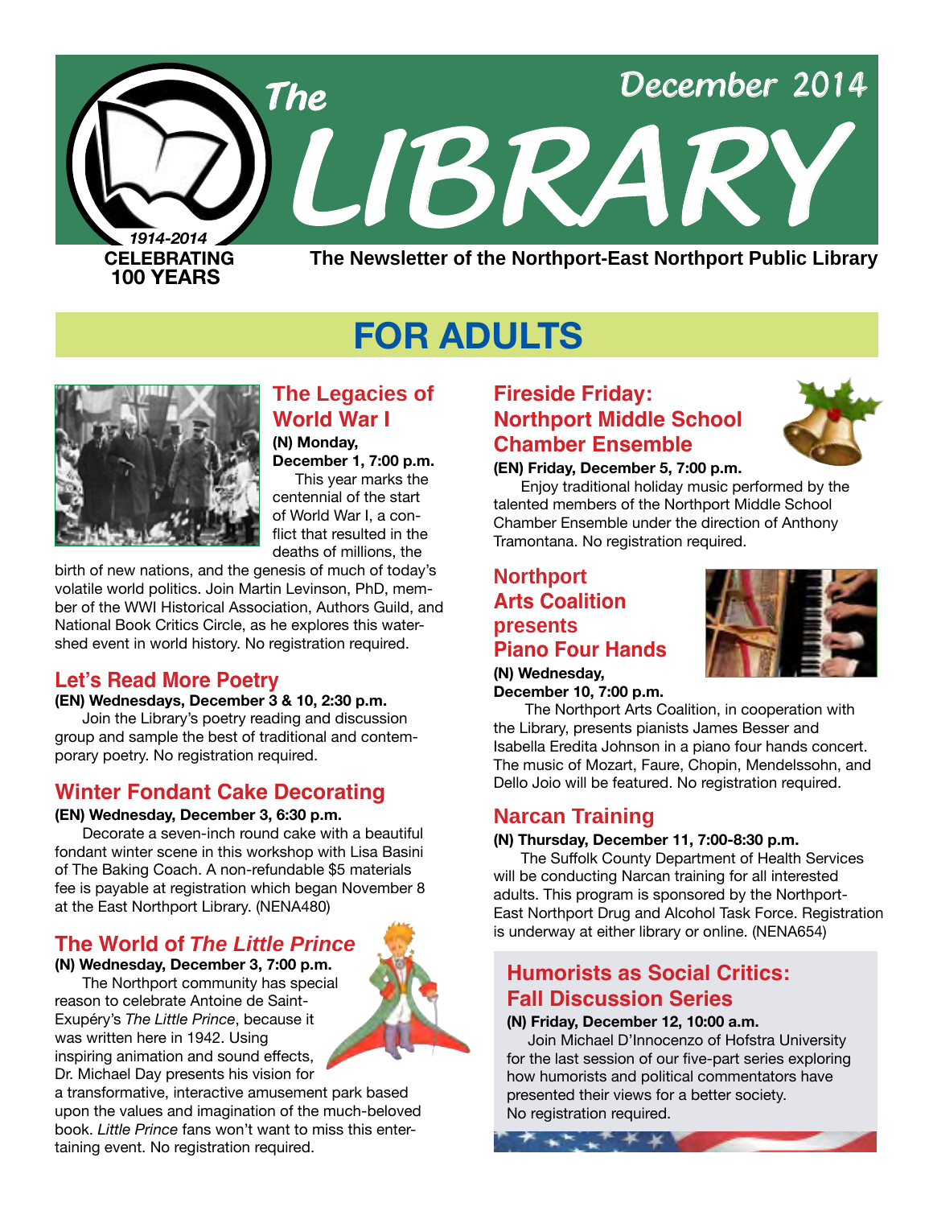# The LIBRARY

December 2014

1914-2014
CELEBRATING 100 YEARS

**The Newsletter of the Northport-East Northport Public Library**

## FOR ADULTS

### The Legacies of World War I

**(N) Monday, December 1, 7:00 p.m.**

This year marks the centennial of the start of World War I, a conflict that resulted in the deaths of millions, the birth of new nations, and the genesis of much of today's volatile world politics. Join Martin Levinson, PhD, member of the WWI Historical Association, Authors Guild, and National Book Critics Circle, as he explores this watershed event in world history. No registration required.

### Let's Read More Poetry

**(EN) Wednesdays, December 3 & 10, 2:30 p.m.**

Join the Library's poetry reading and discussion group and sample the best of traditional and contemporary poetry. No registration required.

### Winter Fondant Cake Decorating

**(EN) Wednesday, December 3, 6:30 p.m.**

Decorate a seven-inch round cake with a beautiful fondant winter scene in this workshop with Lisa Basini of The Baking Coach. A non-refundable $5 materials fee is payable at registration which began November 8 at the East Northport Library. (NENA480)

### The World of *The Little Prince*

**(N) Wednesday, December 3, 7:00 p.m.**

The Northport community has special reason to celebrate Antoine de Saint-Exupéry's *The Little Prince*, because it was written here in 1942. Using inspiring animation and sound effects, Dr. Michael Day presents his vision for a transformative, interactive amusement park based upon the values and imagination of the much-beloved book. *Little Prince* fans won't want to miss this entertaining event. No registration required.

### Fireside Friday: Northport Middle School Chamber Ensemble

**(EN) Friday, December 5, 7:00 p.m.**

Enjoy traditional holiday music performed by the talented members of the Northport Middle School Chamber Ensemble under the direction of Anthony Tramontana. No registration required.

### Northport Arts Coalition presents Piano Four Hands

**(N) Wednesday, December 10, 7:00 p.m.**

The Northport Arts Coalition, in cooperation with the Library, presents pianists James Besser and Isabella Eredita Johnson in a piano four hands concert. The music of Mozart, Faure, Chopin, Mendelssohn, and Dello Joio will be featured. No registration required.

### Narcan Training

**(N) Thursday, December 11, 7:00-8:30 p.m.**

The Suffolk County Department of Health Services will be conducting Narcan training for all interested adults. This program is sponsored by the Northport-East Northport Drug and Alcohol Task Force. Registration is underway at either library or online. (NENA654)

### Humorists as Social Critics: Fall Discussion Series

**(N) Friday, December 12, 10:00 a.m.**

Join Michael D'Innocenzo of Hofstra University for the last session of our five-part series exploring how humorists and political commentators have presented their views for a better society. No registration required.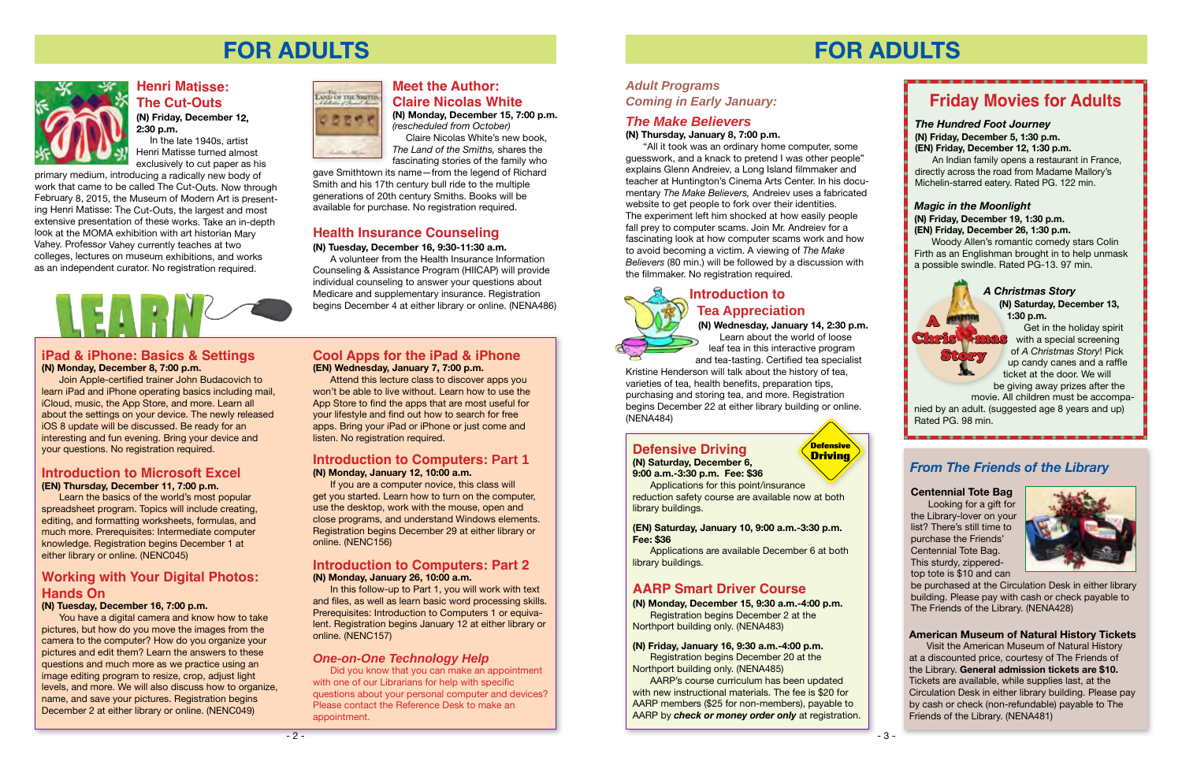# FOR ADULTS

## Henri Matisse: The Cut-Outs

**(N) Friday, December 12, 2:30 p.m.**

In the late 1940s, artist Henri Matisse turned almost exclusively to cut paper as his primary medium, introducing a radically new body of work that came to be called The Cut-Outs. Now through February 8, 2015, the Museum of Modern Art is presenting Henri Matisse: The Cut-Outs, the largest and most extensive presentation of these works. Take an in-depth look at the MOMA exhibition with art historian Mary Vahey. Professor Vahey currently teaches at two colleges, lectures on museum exhibitions, and works as an independent curator. No registration required.

## Meet the Author: Claire Nicolas White

**(N) Monday, December 15, 7:00 p.m.**
*(rescheduled from October)*

Claire Nicolas White's new book, *The Land of the Smiths,* shares the fascinating stories of the family who gave Smithtown its name—from the legend of Richard Smith and his 17th century bull ride to the multiple generations of 20th century Smiths. Books will be available for purchase. No registration required.

## Health Insurance Counseling

**(N) Tuesday, December 16, 9:30-11:30 a.m.**

A volunteer from the Health Insurance Information Counseling & Assistance Program (HIICAP) will provide individual counseling to answer your questions about Medicare and supplementary insurance. Registration begins December 4 at either library or online. (NENA486)

# LEARN

## iPad & iPhone: Basics & Settings

**(N) Monday, December 8, 7:00 p.m.**

Join Apple-certified trainer John Budacovich to learn iPad and iPhone operating basics including mail, iCloud, music, the App Store, and more. Learn all about the settings on your device. The newly released iOS 8 update will be discussed. Be ready for an interesting and fun evening. Bring your device and your questions. No registration required.

## Introduction to Microsoft Excel

**(EN) Thursday, December 11, 7:00 p.m.**

Learn the basics of the world's most popular spreadsheet program. Topics will include creating, editing, and formatting worksheets, formulas, and much more. Prerequisites: Intermediate computer knowledge. Registration begins December 1 at either library or online. (NENC045)

## Working with Your Digital Photos: Hands On

**(N) Tuesday, December 16, 7:00 p.m.**

You have a digital camera and know how to take pictures, but how do you move the images from the camera to the computer? How do you organize your pictures and edit them? Learn the answers to these questions and much more as we practice using an image editing program to resize, crop, adjust light levels, and more. We will also discuss how to organize, name, and save your pictures. Registration begins December 2 at either library or online. (NENC049)

## Cool Apps for the iPad & iPhone

**(EN) Wednesday, January 7, 7:00 p.m.**

Attend this lecture class to discover apps you won't be able to live without. Learn how to use the App Store to find the apps that are most useful for your lifestyle and find out how to search for free apps. Bring your iPad or iPhone or just come and listen. No registration required.

## Introduction to Computers: Part 1

**(N) Monday, January 12, 10:00 a.m.**

If you are a computer novice, this class will get you started. Learn how to turn on the computer, use the desktop, work with the mouse, open and close programs, and understand Windows elements. Registration begins December 29 at either library or online. (NENC156)

## Introduction to Computers: Part 2

**(N) Monday, January 26, 10:00 a.m.**

In this follow-up to Part 1, you will work with text and files, as well as learn basic word processing skills. Prerequisites: Introduction to Computers 1 or equivalent. Registration begins January 12 at either library or online. (NENC157)

## *One-on-One Technology Help*

Did you know that you can make an appointment with one of our Librarians for help with specific questions about your personal computer and devices? Please contact the Reference Desk to make an appointment.

# FOR ADULTS

## *Adult Programs Coming in Early January:*

## *The Make Believers*

**(N) Thursday, January 8, 7:00 p.m.**

"All it took was an ordinary home computer, some guesswork, and a knack to pretend I was other people" explains Glenn Andreiev, a Long Island filmmaker and teacher at Huntington's Cinema Arts Center. In his documentary *The Make Believers,* Andreiev uses a fabricated website to get people to fork over their identities. The experiment left him shocked at how easily people fall prey to computer scams. Join Mr. Andreiev for a fascinating look at how computer scams work and how to avoid becoming a victim. A viewing of *The Make Believers* (80 min.) will be followed by a discussion with the filmmaker. No registration required.

## Introduction to Tea Appreciation

**(N) Wednesday, January 14, 2:30 p.m.**

Learn about the world of loose leaf tea in this interactive program and tea-tasting. Certified tea specialist Kristine Henderson will talk about the history of tea, varieties of tea, health benefits, preparation tips, purchasing and storing tea, and more. Registration begins December 22 at either library building or online. (NENA484)

## Defensive Driving

**(N) Saturday, December 6, 9:00 a.m.-3:30 p.m. Fee: $36**

Applications for this point/insurance reduction safety course are available now at both library buildings.

**(EN) Saturday, January 10, 9:00 a.m.-3:30 p.m. Fee: $36**

Applications are available December 6 at both library buildings.

## AARP Smart Driver Course

**(N) Monday, December 15, 9:30 a.m.-4:00 p.m.**

Registration begins December 2 at the Northport building only. (NENA483)

**(N) Friday, January 16, 9:30 a.m.-4:00 p.m.**

Registration begins December 20 at the Northport building only. (NENA485)

AARP's course curriculum has been updated with new instructional materials. The fee is $20 for AARP members ($25 for non-members), payable to AARP by ***check or money order only*** at registration.

## Friday Movies for Adults

### *The Hundred Foot Journey*

**(N) Friday, December 5, 1:30 p.m.**
**(EN) Friday, December 12, 1:30 p.m.**

An Indian family opens a restaurant in France, directly across the road from Madame Mallory's Michelin-starred eatery. Rated PG. 122 min.

### *Magic in the Moonlight*

**(N) Friday, December 19, 1:30 p.m.**
**(EN) Friday, December 26, 1:30 p.m.**

Woody Allen's romantic comedy stars Colin Firth as an Englishman brought in to help unmask a possible swindle. Rated PG-13. 97 min.

### *A Christmas Story*

**(N) Saturday, December 13, 1:30 p.m.**

Get in the holiday spirit with a special screening of *A Christmas Story*! Pick up candy canes and a raffle ticket at the door. We will be giving away prizes after the movie. All children must be accompanied by an adult. (suggested age 8 years and up) Rated PG. 98 min.

## *From The Friends of the Library*

**Centennial Tote Bag**

Looking for a gift for the Library-lover on your list? There's still time to purchase the Friends' Centennial Tote Bag. This sturdy, zippered-top tote is $10 and can be purchased at the Circulation Desk in either library building. Please pay with cash or check payable to The Friends of the Library. (NENA428)

**American Museum of Natural History Tickets**

Visit the American Museum of Natural History at a discounted price, courtesy of The Friends of the Library. **General admission tickets are $10.** Tickets are available, while supplies last, at the Circulation Desk in either library building. Please pay by cash or check (non-refundable) payable to The Friends of the Library. (NENA481)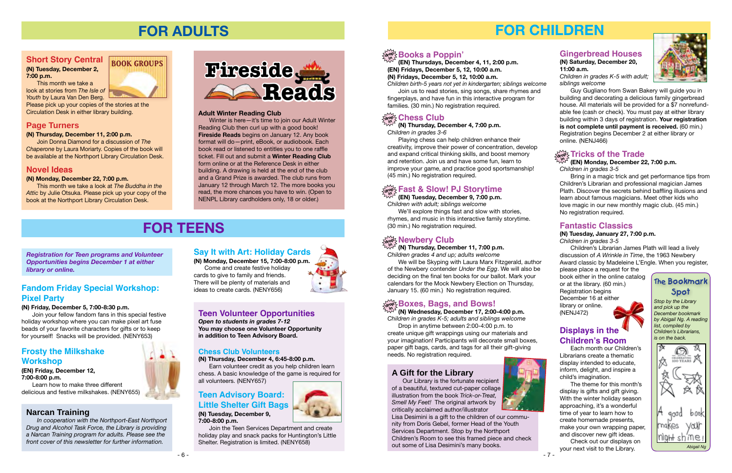# FOR ADULTS

## BOOK GROUPS

### Short Story Central

**(N) Tuesday, December 2, 7:00 p.m.**

This month we take a look at stories from *The Isle of Youth* by Laura Van Den Berg. Please pick up your copies of the stories at the Circulation Desk in either library building.

### Page Turners

**(N) Thursday, December 11, 2:00 p.m.**

Join Donna Diamond for a discussion of *The Chaperone* by Laura Moriarty. Copies of the book will be available at the Northport Library Circulation Desk.

### Novel Ideas

**(N) Monday, December 22, 7:00 p.m.**

This month we take a look at *The Buddha in the Attic* by Julie Otsuka. Please pick up your copy of the book at the Northport Library Circulation Desk.

## Fireside Reads

**Adult Winter Reading Club**

Winter is here—it's time to join our Adult Winter Reading Club then curl up with a good book! **Fireside Reads** begins on January 12. Any book format will do—print, eBook, or audiobook. Each book read or listened to entitles you to one raffle ticket. Fill out and submit a **Winter Reading Club** form online or at the Reference Desk in either building. A drawing is held at the end of the club and a Grand Prize is awarded. The club runs from January 12 through March 12. The more books you read, the more chances you have to win. (Open to NENPL Library cardholders only, 18 or older.)

# FOR TEENS

*Registration for Teen programs and Volunteer Opportunities begins December 1 at either library or online.*

### Fandom Friday Special Workshop: Pixel Party

**(N) Friday, December 5, 7:00-8:30 p.m.**

Join your fellow fandom fans in this special festive holiday workshop where you can make pixel art fuse beads of your favorite characters for gifts or to keep for yourself! Snacks will be provided. (NENY653)

### Frosty the Milkshake Workshop

**(EN) Friday, December 12, 7:00-8:00 p.m.**

Learn how to make three different delicious and festive milkshakes. (NENY655)

### Narcan Training

*In cooperation with the Northport-East Northport Drug and Alcohol Task Force, the Library is providing a Narcan Training program for adults. Please see the front cover of this newsletter for further information.*

### Say It with Art: Holiday Cards

**(N) Monday, December 15, 7:00-8:00 p.m.**

Come and create festive holiday cards to give to family and friends. There will be plenty of materials and ideas to create cards. (NENY656)

### Teen Volunteer Opportunities

***Open to students in grades 7-12***

**You may choose one Volunteer Opportunity in addition to Teen Advisory Board.**

#### Chess Club Volunteers

**(N) Thursday, December 4, 6:45-8:00 p.m.**

Earn volunteer credit as you help children learn chess. A basic knowledge of the game is required for all volunteers. (NENY657)

#### Teen Advisory Board: Little Shelter Gift Bags

**(N) Tuesday, December 9, 7:00-8:00 p.m.**

Join the Teen Services Department and create holiday play and snack packs for Huntington's Little Shelter. Registration is limited. (NENY658)

# FOR CHILDREN

### Books a Poppin'

**(EN) Thursdays, December 4, 11, 2:00 p.m.**
**(EN) Fridays, December 5, 12, 10:00 a.m.**
**(N) Fridays, December 5, 12, 10:00 a.m.**

*Children birth-5 years not yet in kindergarten; siblings welcome*

Join us to read stories, sing songs, share rhymes and fingerplays, and have fun in this interactive program for families. (30 min.) No registration required.

### Chess Club

**(N) Thursday, December 4, 7:00 p.m.**

*Children in grades 3-6*

Playing chess can help children enhance their creativity, improve their power of concentration, develop and expand critical thinking skills, and boost memory and retention. Join us and have some fun, learn to improve your game, and practice good sportsmanship! (45 min.) No registration required.

### Fast & Slow! PJ Storytime

**(EN) Tuesday, December 9, 7:00 p.m.**

*Children with adult; siblings welcome*

We'll explore things fast and slow with stories, rhymes, and music in this interactive family storytime. (30 min.) No registration required.

### Newbery Club

**(N) Thursday, December 11, 7:00 p.m.**

*Children grades 4 and up; adults welcome*

We will be Skyping with Laura Marx Fitzgerald, author of the Newbery contender *Under the Egg*. We will also be deciding on the final ten books for our ballot. Mark your calendars for the Mock Newbery Election on Thursday, January 15. (60 min.) No registration required.

### Boxes, Bags, and Bows!

**(N) Wednesday, December 17, 2:00-4:00 p.m.**

*Children in grades K-5; adults and siblings welcome*

Drop in anytime between 2:00-4:00 p.m. to create unique gift wrappings using our materials and your imagination! Participants will decorate small boxes, paper gift bags, cards, and tags for all their gift-giving needs. No registration required.

### A Gift for the Library

Our Library is the fortunate recipient of a beautiful, textured cut-paper collage illustration from the book *Trick-or-Treat, Smell My Feet!* The original artwork by critically acclaimed author/illustrator Lisa Desimini is a gift to the children of our community from Doris Gebel, former Head of the Youth Services Department. Stop by the Northport Children's Room to see this framed piece and check out some of Lisa Desimini's many books.

### Gingerbread Houses

**(N) Saturday, December 20, 11:00 a.m.**

*Children in grades K-5 with adult; siblings welcome*

Guy Gugliano from Swan Bakery will guide you in building and decorating a delicious family gingerbread house. All materials will be provided for a $7 nonrefundable fee (cash or check). You must pay at either library building within 3 days of registration. **Your registration is not complete until payment is received.** (60 min.) Registration begins December 2 at either library or online. (NENJ466)

### Tricks of the Trade

**(EN) Monday, December 22, 7:00 p.m.**

*Children in grades 3-5*

Bring in a magic trick and get performance tips from Children's Librarian and professional magician James Plath. Discover the secrets behind baffling illusions and learn about famous magicians. Meet other kids who love magic in our new monthly magic club. (45 min.) No registration required.

### Fantastic Classics

**(N) Tuesday, January 27, 7:00 p.m.**

*Children in grades 3-5*

Children's Librarian James Plath will lead a lively discussion of *A Wrinkle in Time*, the 1963 Newbery Award classic by Madeleine L'Engle. When you register, please place a request for the book either in the online catalog or at the library. (60 min.) Registration begins December 16 at either library or online. (NENJ472)

### Displays in the Children's Room

Each month our Children's Librarians create a thematic display intended to educate, inform, delight, and inspire a child's imagination.

The theme for this month's display is gifts and gift giving. With the winter holiday season approaching, it's a wonderful time of year to learn how to create homemade presents, make your own wrapping paper, and discover new gift ideas.

Check out our displays on your next visit to the Library.

### The Bookmark Spot

*Stop by the Library and pick up the December bookmark by Abigail Ng. A reading list, compiled by Children's Librarians, is on the back.*

A good book makes your night shine!

*Abigail Ng*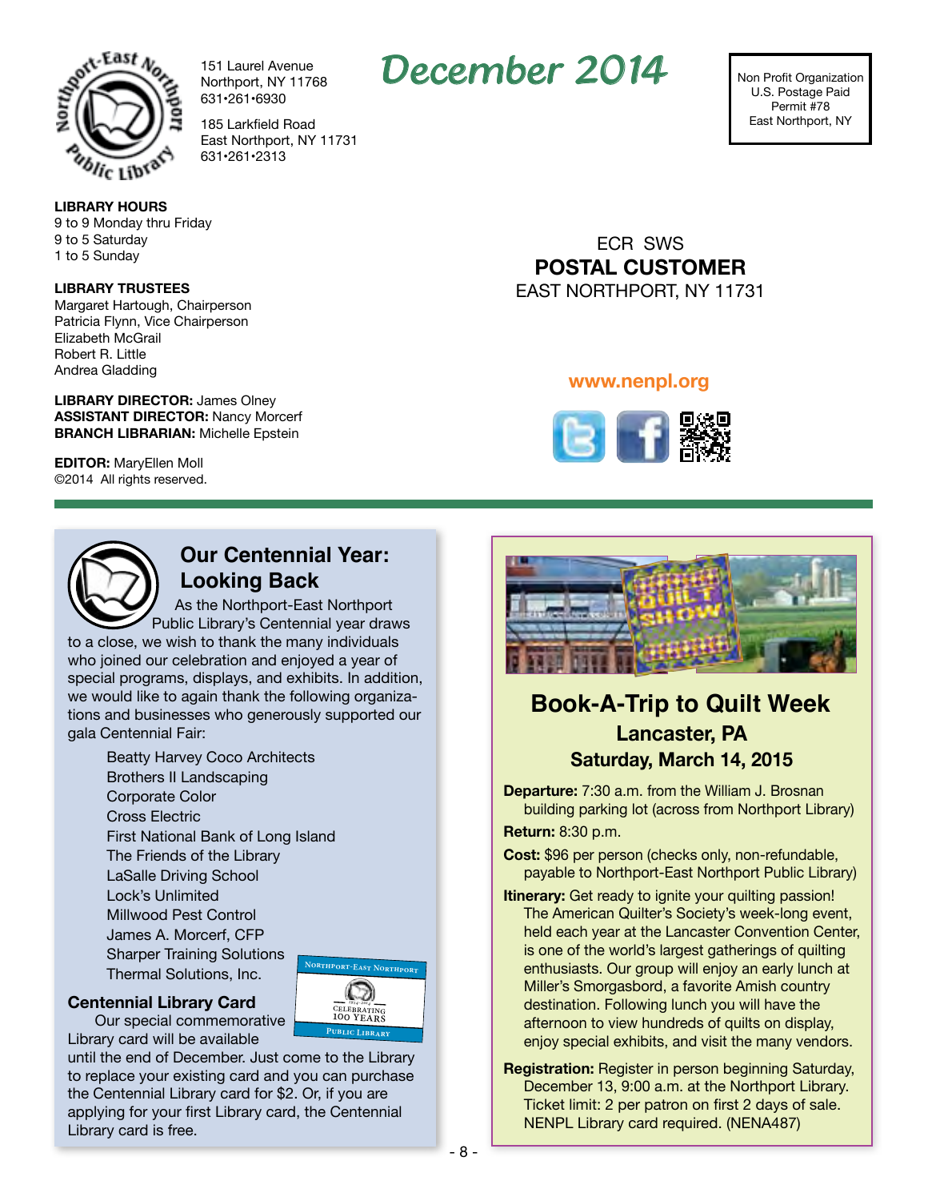151 Laurel Avenue
Northport, NY 11768
631•261•6930

185 Larkfield Road
East Northport, NY 11731
631•261•2313

# December 2014

Non Profit Organization
U.S. Postage Paid
Permit #78
East Northport, NY

**LIBRARY HOURS**
9 to 9 Monday thru Friday
9 to 5 Saturday
1 to 5 Sunday

**LIBRARY TRUSTEES**
Margaret Hartough, Chairperson
Patricia Flynn, Vice Chairperson
Elizabeth McGrail
Robert R. Little
Andrea Gladding

**LIBRARY DIRECTOR:** James Olney
**ASSISTANT DIRECTOR:** Nancy Morcerf
**BRANCH LIBRARIAN:** Michelle Epstein

**EDITOR:** MaryEllen Moll
©2014 All rights reserved.

ECR SWS
**POSTAL CUSTOMER**
EAST NORTHPORT, NY 11731

**www.nenpl.org**

## Our Centennial Year: Looking Back

As the Northport-East Northport Public Library's Centennial year draws to a close, we wish to thank the many individuals who joined our celebration and enjoyed a year of special programs, displays, and exhibits. In addition, we would like to again thank the following organizations and businesses who generously supported our gala Centennial Fair:

- Beatty Harvey Coco Architects
- Brothers II Landscaping
- Corporate Color
- Cross Electric
- First National Bank of Long Island
- The Friends of the Library
- LaSalle Driving School
- Lock's Unlimited
- Millwood Pest Control
- James A. Morcerf, CFP
- Sharper Training Solutions
- Thermal Solutions, Inc.

### Centennial Library Card

Our special commemorative Library card will be available until the end of December. Just come to the Library to replace your existing card and you can purchase the Centennial Library card for $2. Or, if you are applying for your first Library card, the Centennial Library card is free.

## Book-A-Trip to Quilt Week

### Lancaster, PA

### Saturday, March 14, 2015

**Departure:** 7:30 a.m. from the William J. Brosnan building parking lot (across from Northport Library)

**Return:** 8:30 p.m.

**Cost:** $96 per person (checks only, non-refundable, payable to Northport-East Northport Public Library)

**Itinerary:** Get ready to ignite your quilting passion! The American Quilter's Society's week-long event, held each year at the Lancaster Convention Center, is one of the world's largest gatherings of quilting enthusiasts. Our group will enjoy an early lunch at Miller's Smorgasbord, a favorite Amish country destination. Following lunch you will have the afternoon to view hundreds of quilts on display, enjoy special exhibits, and visit the many vendors.

**Registration:** Register in person beginning Saturday, December 13, 9:00 a.m. at the Northport Library. Ticket limit: 2 per patron on first 2 days of sale. NENPL Library card required. (NENA487)